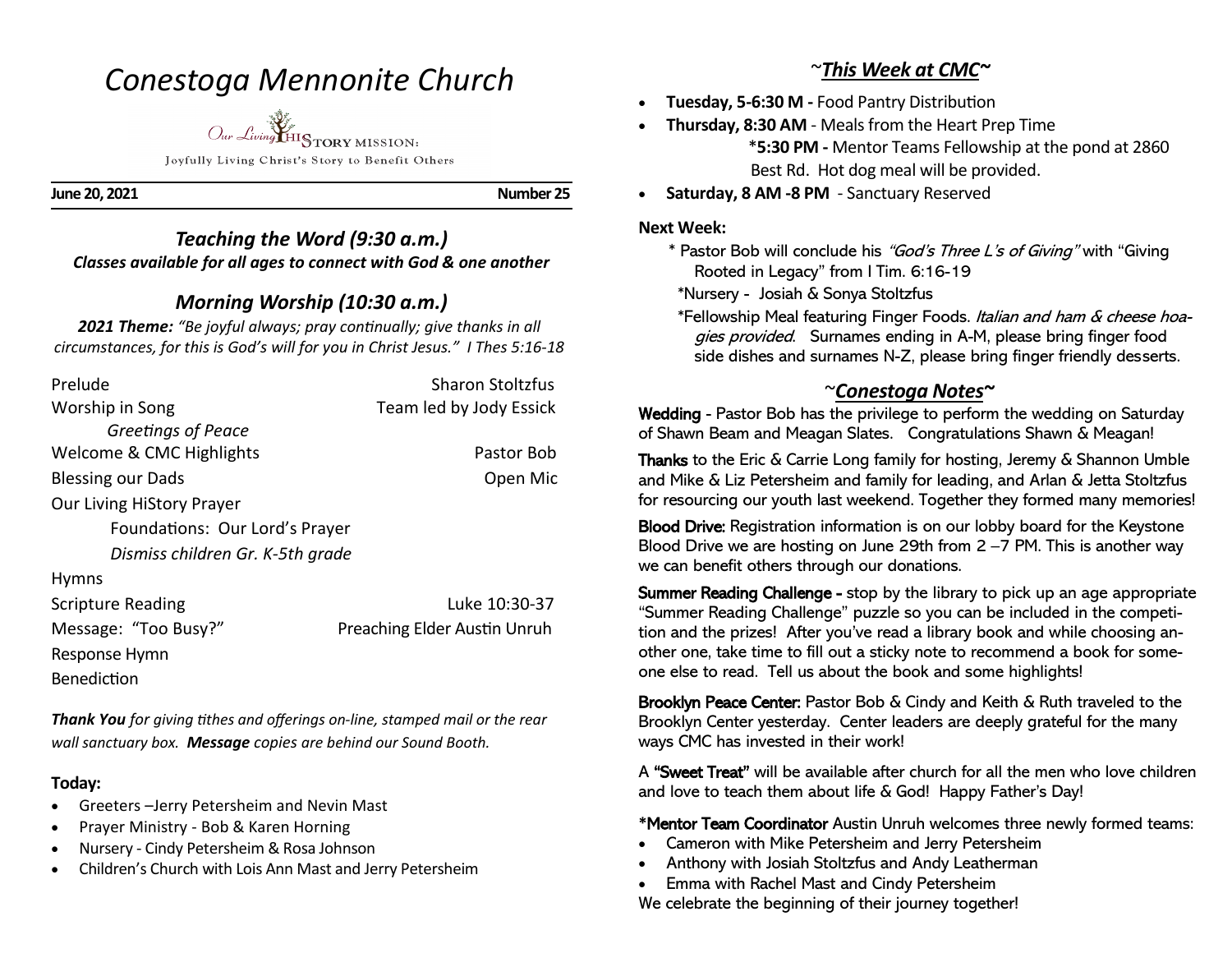# *Conestoga Mennonite Church*

Our Living HiSTORY MISSION:

Joyfully Living Christ's Story to Benefit Others

**June 20, 2021** **Number 25**

## *Teaching the Word (9:30 a.m.)*

***Classes available for all ages to connect with God & one another***

## *Morning Worship (10:30 a.m.)*

***2021 Theme:*** *"Be joyful always; pray continually; give thanks in all circumstances, for this is God's will for you in Christ Jesus." I Thes 5:16-18*

| | |
|---|---|
| Prelude | Sharon Stoltzfus |
| Worship in Song | Team led by Jody Essick |
| *Greetings of Peace* | |
| Welcome & CMC Highlights | Pastor Bob |
| Blessing our Dads | Open Mic |
| Our Living HiStory Prayer | |
| Foundations: Our Lord's Prayer | |
| *Dismiss children Gr. K-5th grade* | |
| Hymns | |
| Scripture Reading | Luke 10:30-37 |
| Message: "Too Busy?" | Preaching Elder Austin Unruh |
| Response Hymn | |
| Benediction | |

***Thank You*** *for giving tithes and offerings on-line, stamped mail or the rear wall sanctuary box.* ***Message*** *copies are behind our Sound Booth.*

### Today:

- Greeters –Jerry Petersheim and Nevin Mast
- Prayer Ministry - Bob & Karen Horning
- Nursery - Cindy Petersheim & Rosa Johnson
- Children's Church with Lois Ann Mast and Jerry Petersheim

## *~This Week at CMC~*

- **Tuesday, 5-6:30 M -** Food Pantry Distribution
- **Thursday, 8:30 AM** - Meals from the Heart Prep Time
  **\*5:30 PM -** Mentor Teams Fellowship at the pond at 2860 Best Rd. Hot dog meal will be provided.
- **Saturday, 8 AM -8 PM** - Sanctuary Reserved

### Next Week:

\* Pastor Bob will conclude his *"God's Three L's of Giving"* with "Giving Rooted in Legacy" from I Tim. 6:16-19

\*Nursery - Josiah & Sonya Stoltzfus

\*Fellowship Meal featuring Finger Foods. *Italian and ham & cheese hoagies provided*. Surnames ending in A-M, please bring finger food side dishes and surnames N-Z, please bring finger friendly desserts.

## *~Conestoga Notes~*

**Wedding** - Pastor Bob has the privilege to perform the wedding on Saturday of Shawn Beam and Meagan Slates. Congratulations Shawn & Meagan!

**Thanks** to the Eric & Carrie Long family for hosting, Jeremy & Shannon Umble and Mike & Liz Petersheim and family for leading, and Arlan & Jetta Stoltzfus for resourcing our youth last weekend. Together they formed many memories!

**Blood Drive:** Registration information is on our lobby board for the Keystone Blood Drive we are hosting on June 29th from 2 –7 PM. This is another way we can benefit others through our donations.

**Summer Reading Challenge -** stop by the library to pick up an age appropriate "Summer Reading Challenge" puzzle so you can be included in the competition and the prizes! After you've read a library book and while choosing another one, take time to fill out a sticky note to recommend a book for someone else to read. Tell us about the book and some highlights!

**Brooklyn Peace Center:** Pastor Bob & Cindy and Keith & Ruth traveled to the Brooklyn Center yesterday. Center leaders are deeply grateful for the many ways CMC has invested in their work!

A **"Sweet Treat"** will be available after church for all the men who love children and love to teach them about life & God! Happy Father's Day!

**\*Mentor Team Coordinator** Austin Unruh welcomes three newly formed teams:

- Cameron with Mike Petersheim and Jerry Petersheim
- Anthony with Josiah Stoltzfus and Andy Leatherman
- Emma with Rachel Mast and Cindy Petersheim

We celebrate the beginning of their journey together!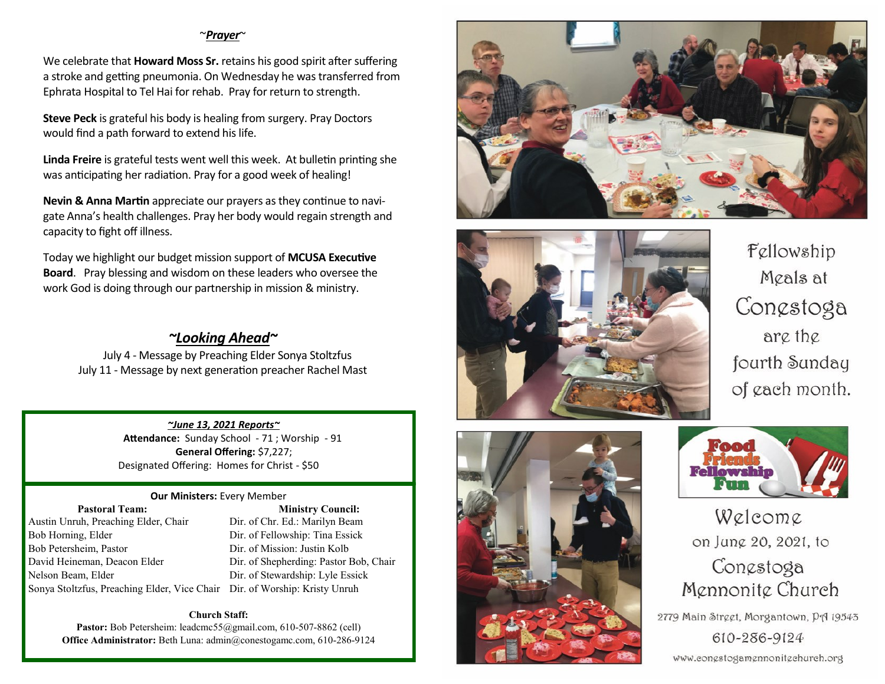## ~*Prayer*~

We celebrate that **Howard Moss Sr.** retains his good spirit after suffering a stroke and getting pneumonia. On Wednesday he was transferred from Ephrata Hospital to Tel Hai for rehab. Pray for return to strength.

**Steve Peck** is grateful his body is healing from surgery. Pray Doctors would find a path forward to extend his life.

**Linda Freire** is grateful tests went well this week. At bulletin printing she was anticipating her radiation. Pray for a good week of healing!

**Nevin & Anna Martin** appreciate our prayers as they continue to navigate Anna's health challenges. Pray her body would regain strength and capacity to fight off illness.

Today we highlight our budget mission support of **MCUSA Executive Board**. Pray blessing and wisdom on these leaders who oversee the work God is doing through our partnership in mission & ministry.

## ~*Looking Ahead*~

July 4 - Message by Preaching Elder Sonya Stoltzfus
July 11 - Message by next generation preacher Rachel Mast

### ~*June 13, 2021 Reports*~

**Attendance:** Sunday School - 71 ; Worship - 91
**General Offering:** $7,227;
Designated Offering: Homes for Christ - $50

**Our Ministers:** Every Member

| Pastoral Team: | Ministry Council: |
|---|---|
| Austin Unruh, Preaching Elder, Chair | Dir. of Chr. Ed.: Marilyn Beam |
| Bob Horning, Elder | Dir. of Fellowship: Tina Essick |
| Bob Petersheim, Pastor | Dir. of Mission: Justin Kolb |
| David Heineman, Deacon Elder | Dir. of Shepherding: Pastor Bob, Chair |
| Nelson Beam, Elder | Dir. of Stewardship: Lyle Essick |
| Sonya Stoltzfus, Preaching Elder, Vice Chair | Dir. of Worship: Kristy Unruh |

**Church Staff:**
**Pastor:** Bob Petersheim: leadcmc55@gmail.com, 610-507-8862 (cell)
**Office Administrator:** Beth Luna: admin@conestogamc.com, 610-286-9124

Fellowship Meals at Conestoga are the fourth Sunday of each month.

Food Friends Fellowship Fun

Welcome on June 20, 2021, to

# Conestoga Mennonite Church

2779 Main Street, Morgantown, PA 19543
610-286-9124
www.conestogamennonitechurch.org